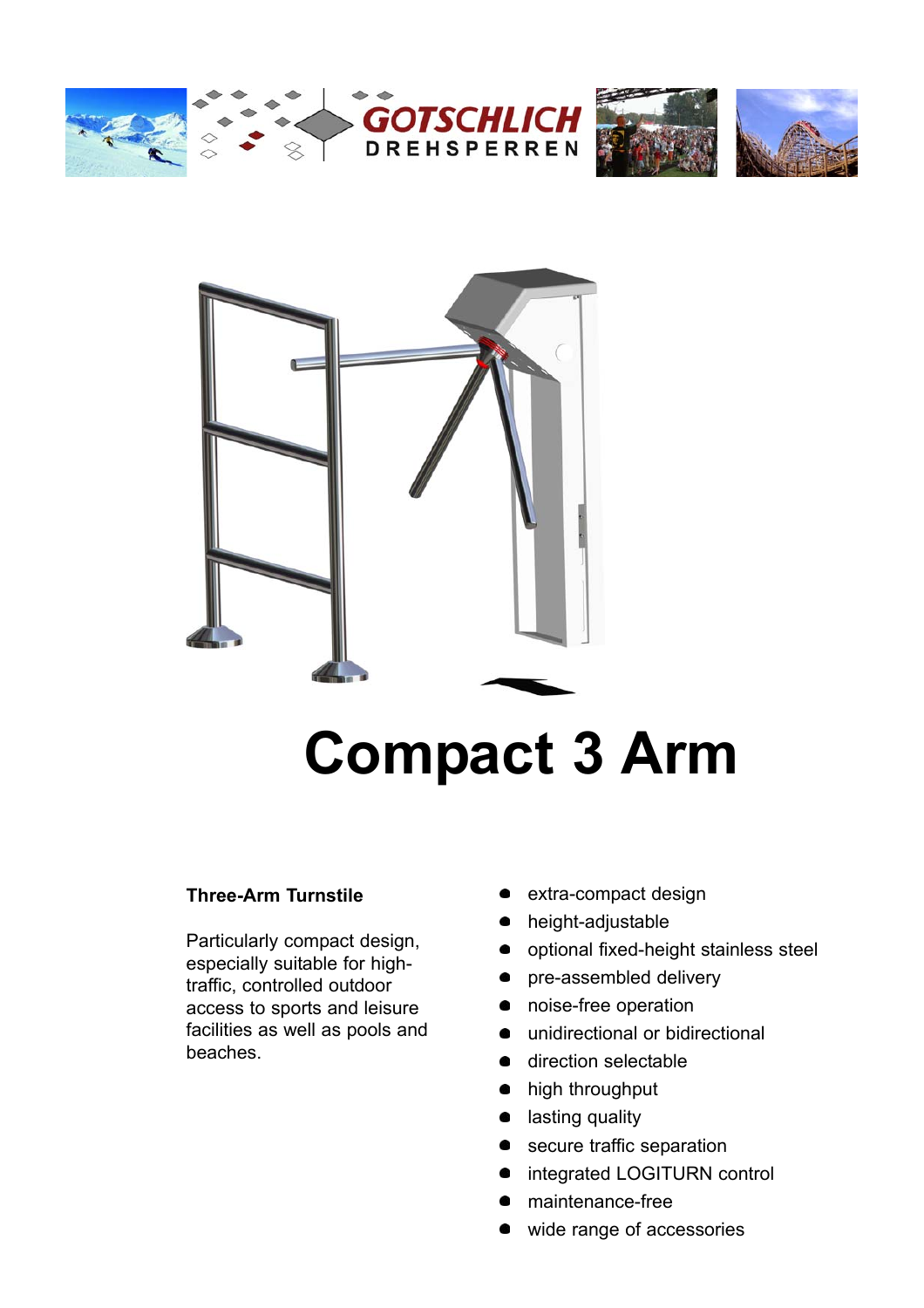GOTSCHLICH

DREHSPERREN

# Compact 3 Arm

**Three-Arm Turnstile**

Particularly compact design, especially suitable for high-traffic, controlled outdoor access to sports and leisure facilities as well as pools and beaches.

- extra-compact design
- height-adjustable
- optional fixed-height stainless steel
- pre-assembled delivery
- noise-free operation
- unidirectional or bidirectional
- direction selectable
- high throughput
- lasting quality
- secure traffic separation
- integrated LOGITURN control
- maintenance-free
- wide range of accessories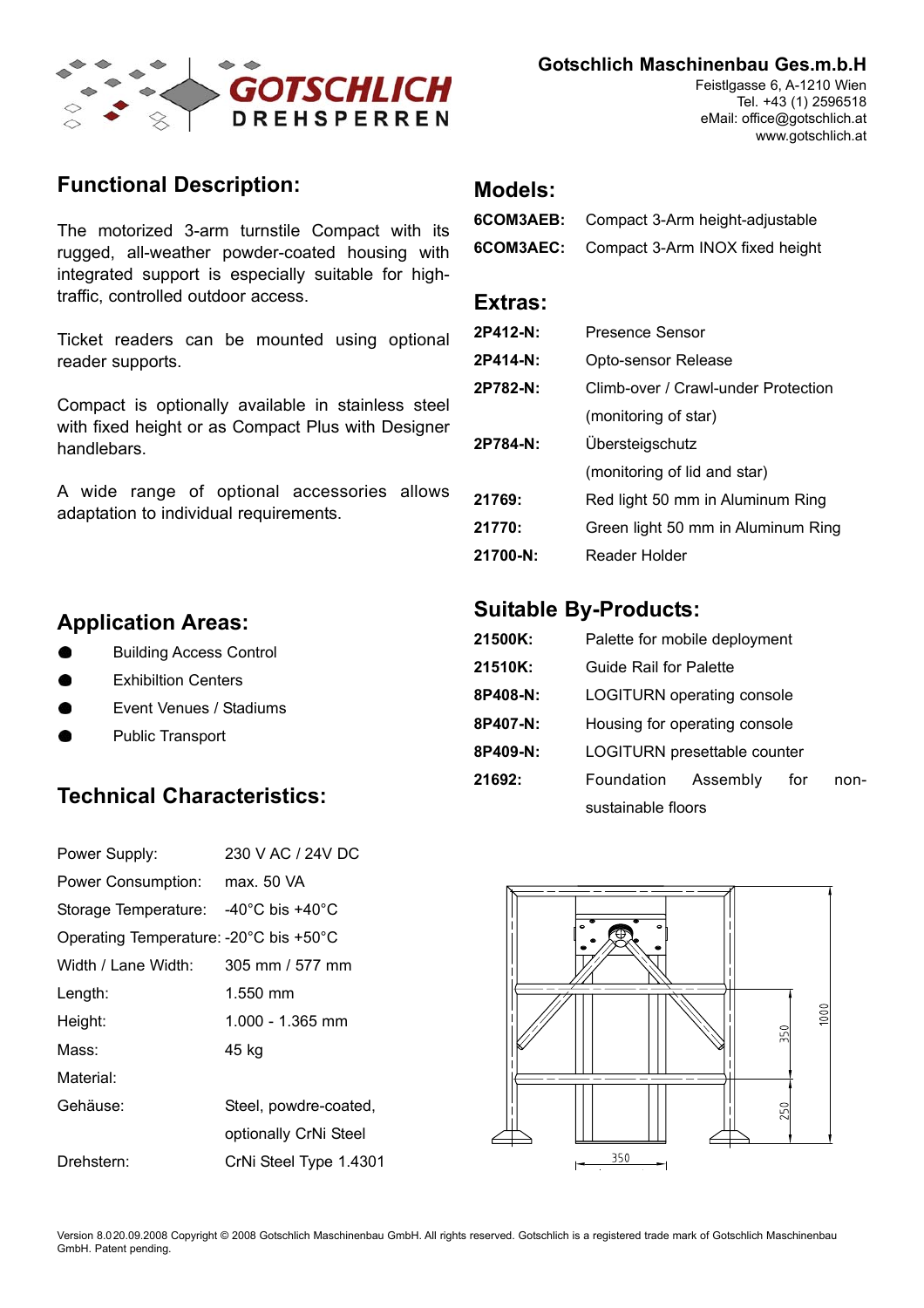GOTSCHLICH DREHSPERREN

**Gotschlich Maschinenbau Ges.m.b.H**
Feistlgasse 6, A-1210 Wien
Tel. +43 (1) 2596518
eMail: office@gotschlich.at
www.gotschlich.at

## Functional Description:

The motorized 3-arm turnstile Compact with its rugged, all-weather powder-coated housing with integrated support is especially suitable for high-traffic, controlled outdoor access.

Ticket readers can be mounted using optional reader supports.

Compact is optionally available in stainless steel with fixed height or as Compact Plus with Designer handlebars.

A wide range of optional accessories allows adaptation to individual requirements.

## Application Areas:

- Building Access Control
- Exhibiltion Centers
- Event Venues / Stadiums
- Public Transport

## Technical Characteristics:

| | |
|---|---|
| Power Supply: | 230 V AC / 24V DC |
| Power Consumption: | max. 50 VA |
| Storage Temperature: | -40°C bis +40°C |
| Operating Temperature: | -20°C bis +50°C |
| Width / Lane Width: | 305 mm / 577 mm |
| Length: | 1.550 mm |
| Height: | 1.000 - 1.365 mm |
| Mass: | 45 kg |
| Material: | |
| Gehäuse: | Steel, powdre-coated, optionally CrNi Steel |
| Drehstern: | CrNi Steel Type 1.4301 |

## Models:

| | |
|---|---|
| **6COM3AEB:** | Compact 3-Arm height-adjustable |
| **6COM3AEC:** | Compact 3-Arm INOX fixed height |

## Extras:

| | |
|---|---|
| **2P412-N:** | Presence Sensor |
| **2P414-N:** | Opto-sensor Release |
| **2P782-N:** | Climb-over / Crawl-under Protection (monitoring of star) |
| **2P784-N:** | Übersteigschutz (monitoring of lid and star) |
| **21769:** | Red light 50 mm in Aluminum Ring |
| **21770:** | Green light 50 mm in Aluminum Ring |
| **21700-N:** | Reader Holder |

## Suitable By-Products:

| | |
|---|---|
| **21500K:** | Palette for mobile deployment |
| **21510K:** | Guide Rail for Palette |
| **8P408-N:** | LOGITURN operating console |
| **8P407-N:** | Housing for operating console |
| **8P409-N:** | LOGITURN presettable counter |
| **21692:** | Foundation Assembly for non-sustainable floors |

350
250
1000
350

Version 8.0 20.09.2008 Copyright © 2008 Gotschlich Maschinenbau GmbH. All rights reserved. Gotschlich is a registered trade mark of Gotschlich Maschinenbau GmbH. Patent pending.